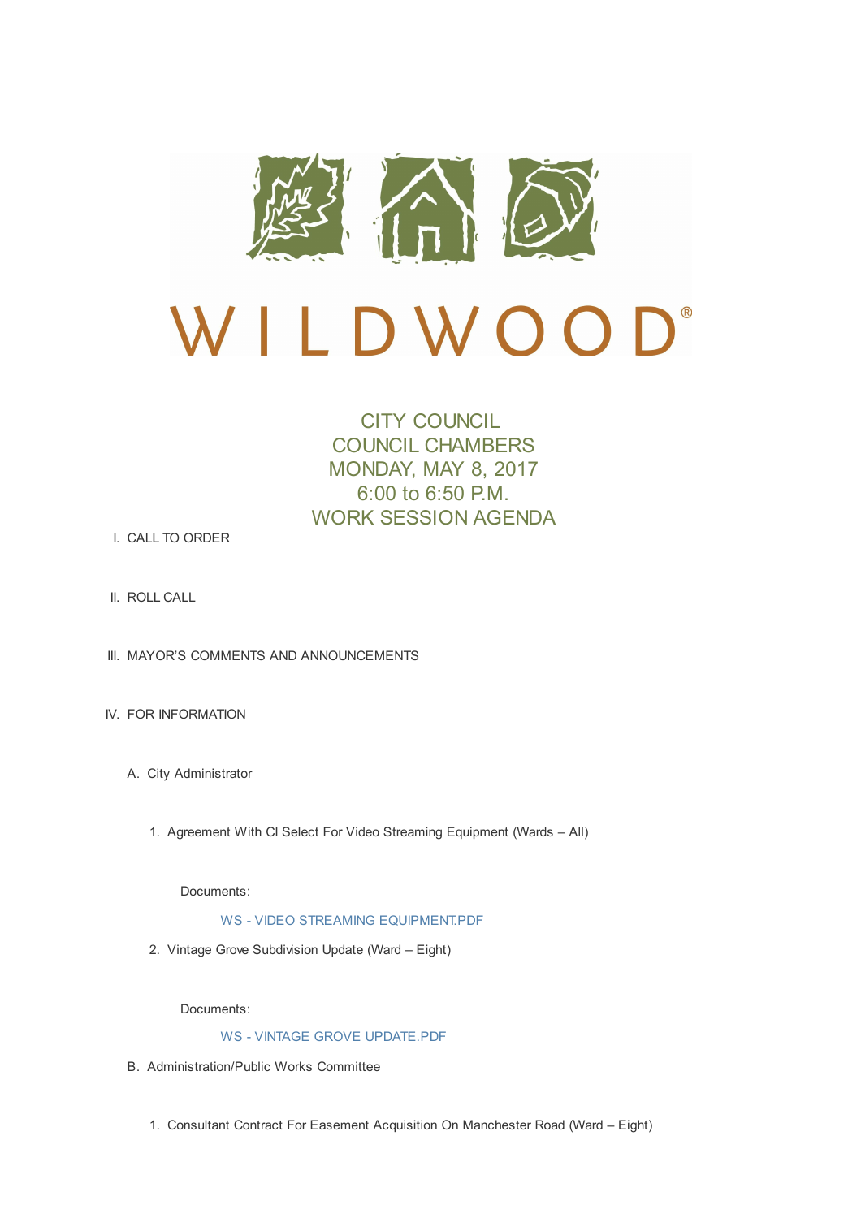# WILDWOOD®

## CITY COUNCIL
## COUNCIL CHAMBERS
## MONDAY, MAY 8, 2017
## 6:00 to 6:50 P.M.
## WORK SESSION AGENDA

I. CALL TO ORDER

II. ROLL CALL

III. MAYOR'S COMMENTS AND ANNOUNCEMENTS

IV. FOR INFORMATION

A. City Administrator

1. Agreement With CI Select For Video Streaming Equipment (Wards – All)

Documents:

WS - VIDEO STREAMING EQUIPMENT.PDF

2. Vintage Grove Subdivision Update (Ward – Eight)

Documents:

WS - VINTAGE GROVE UPDATE.PDF

B. Administration/Public Works Committee

1. Consultant Contract For Easement Acquisition On Manchester Road (Ward – Eight)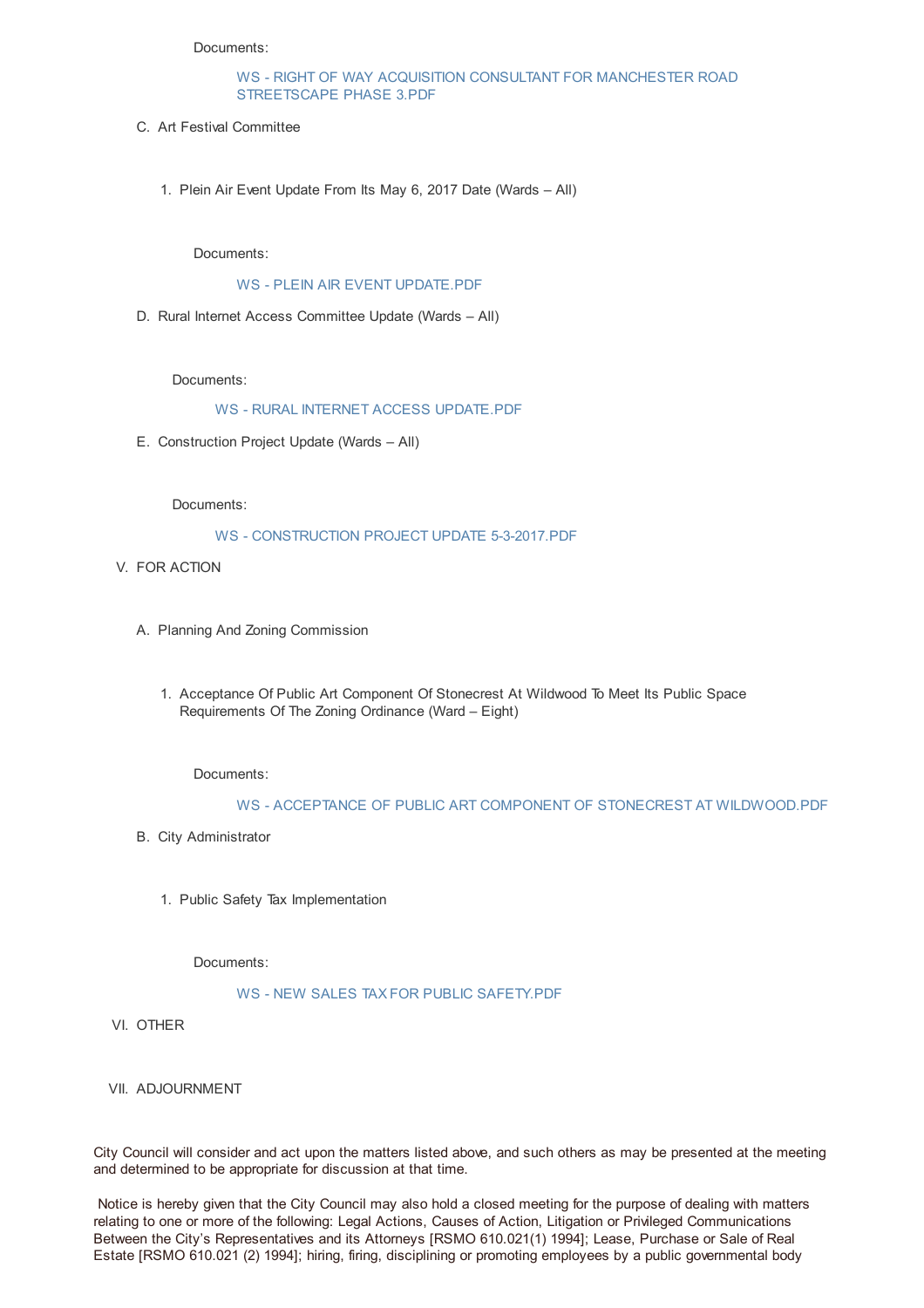Documents:

WS - RIGHT OF WAY ACQUISITION CONSULTANT FOR MANCHESTER ROAD STREETSCAPE PHASE 3.PDF

C. Art Festival Committee

1. Plein Air Event Update From Its May 6, 2017 Date (Wards – All)

Documents:

WS - PLEIN AIR EVENT UPDATE.PDF

D. Rural Internet Access Committee Update (Wards – All)

Documents:

WS - RURAL INTERNET ACCESS UPDATE.PDF

E. Construction Project Update (Wards – All)

Documents:

WS - CONSTRUCTION PROJECT UPDATE 5-3-2017.PDF

V. FOR ACTION

A. Planning And Zoning Commission

1. Acceptance Of Public Art Component Of Stonecrest At Wildwood To Meet Its Public Space Requirements Of The Zoning Ordinance (Ward – Eight)

Documents:

WS - ACCEPTANCE OF PUBLIC ART COMPONENT OF STONECREST AT WILDWOOD.PDF

B. City Administrator

1. Public Safety Tax Implementation

Documents:

WS - NEW SALES TAX FOR PUBLIC SAFETY.PDF

VI. OTHER

VII. ADJOURNMENT

City Council will consider and act upon the matters listed above, and such others as may be presented at the meeting and determined to be appropriate for discussion at that time.

Notice is hereby given that the City Council may also hold a closed meeting for the purpose of dealing with matters relating to one or more of the following: Legal Actions, Causes of Action, Litigation or Privileged Communications Between the City's Representatives and its Attorneys [RSMO 610.021(1) 1994]; Lease, Purchase or Sale of Real Estate [RSMO 610.021 (2) 1994]; hiring, firing, disciplining or promoting employees by a public governmental body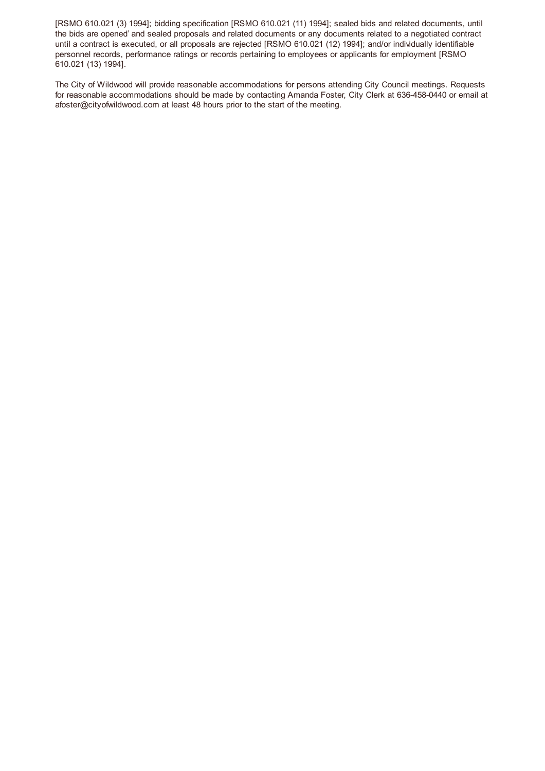[RSMO 610.021 (3) 1994]; bidding specification [RSMO 610.021 (11) 1994]; sealed bids and related documents, until the bids are opened' and sealed proposals and related documents or any documents related to a negotiated contract until a contract is executed, or all proposals are rejected [RSMO 610.021 (12) 1994]; and/or individually identifiable personnel records, performance ratings or records pertaining to employees or applicants for employment [RSMO 610.021 (13) 1994].

The City of Wildwood will provide reasonable accommodations for persons attending City Council meetings. Requests for reasonable accommodations should be made by contacting Amanda Foster, City Clerk at 636-458-0440 or email at afoster@cityofwildwood.com at least 48 hours prior to the start of the meeting.